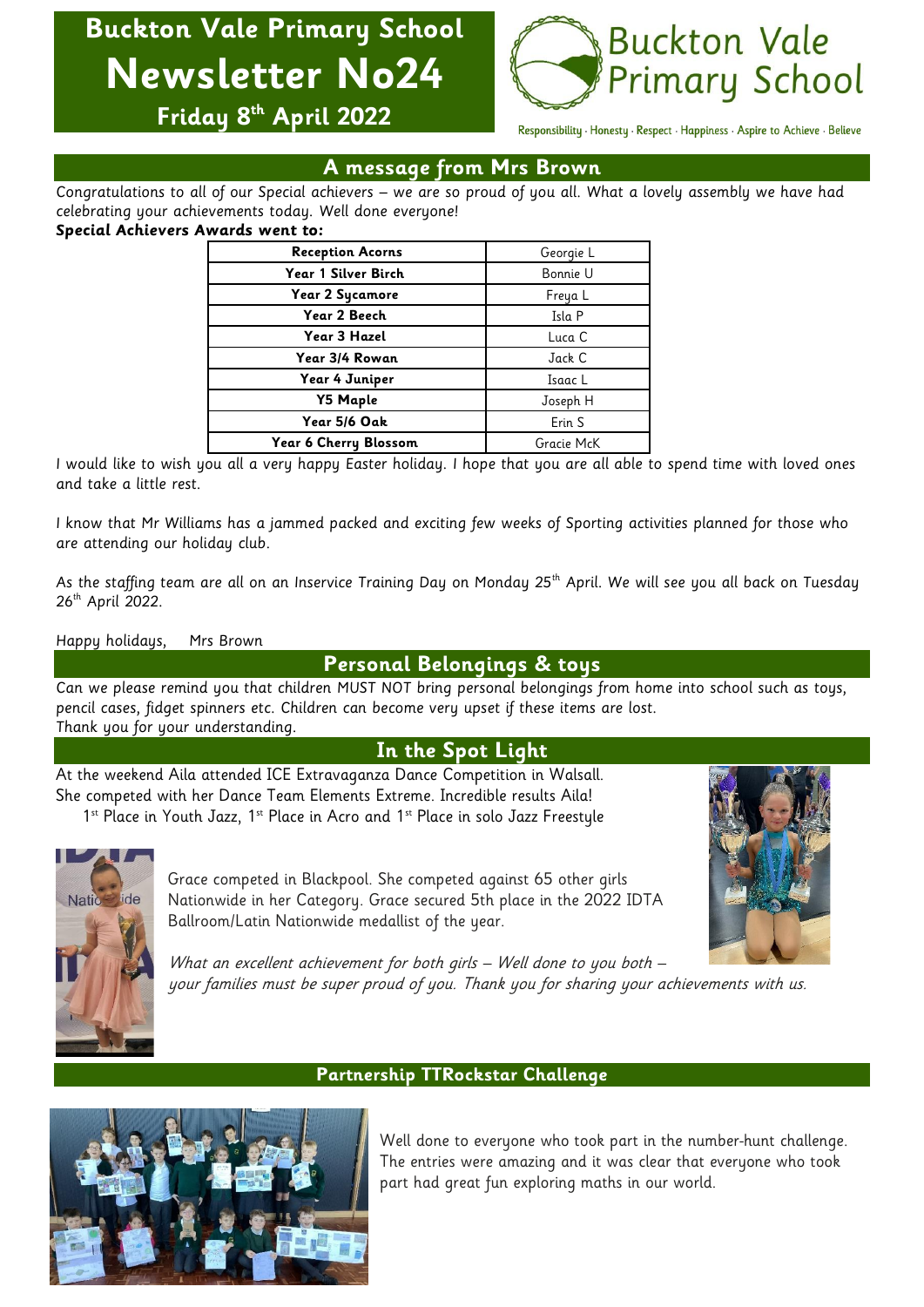# Buckton Vale Primary School Newsletter No24

**Friday 8th April 2022**

Buckton Vale Primary School

Responsibility · Honesty · Respect · Happiness · Aspire to Achieve · Believe

## A message from Mrs Brown

Congratulations to all of our Special achievers – we are so proud of you all. What a lovely assembly we have had celebrating your achievements today. Well done everyone!

**Special Achievers Awards went to:**

| Class | Name |
|---|---|
| **Reception Acorns** | Georgie L |
| **Year 1 Silver Birch** | Bonnie U |
| **Year 2 Sycamore** | Freya L |
| **Year 2 Beech** | Isla P |
| **Year 3 Hazel** | Luca C |
| **Year 3/4 Rowan** | Jack C |
| **Year 4 Juniper** | Isaac L |
| **Y5 Maple** | Joseph H |
| **Year 5/6 Oak** | Erin S |
| **Year 6 Cherry Blossom** | Gracie McK |

I would like to wish you all a very happy Easter holiday. I hope that you are all able to spend time with loved ones and take a little rest.

I know that Mr Williams has a jammed packed and exciting few weeks of Sporting activities planned for those who are attending our holiday club.

As the staffing team are all on an Inservice Training Day on Monday 25th April. We will see you all back on Tuesday 26th April 2022.

Happy holidays, Mrs Brown

## Personal Belongings & toys

Can we please remind you that children MUST NOT bring personal belongings from home into school such as toys, pencil cases, fidget spinners etc. Children can become very upset if these items are lost.
Thank you for your understanding.

## In the Spot Light

At the weekend Aila attended ICE Extravaganza Dance Competition in Walsall. She competed with her Dance Team Elements Extreme. Incredible results Aila!
1st Place in Youth Jazz, 1st Place in Acro and 1st Place in solo Jazz Freestyle

Grace competed in Blackpool. She competed against 65 other girls Nationwide in her Category. Grace secured 5th place in the 2022 IDTA Ballroom/Latin Nationwide medallist of the year.

*What an excellent achievement for both girls – Well done to you both – your families must be super proud of you. Thank you for sharing your achievements with us.*

## Partnership TTRockstar Challenge

Well done to everyone who took part in the number-hunt challenge. The entries were amazing and it was clear that everyone who took part had great fun exploring maths in our world.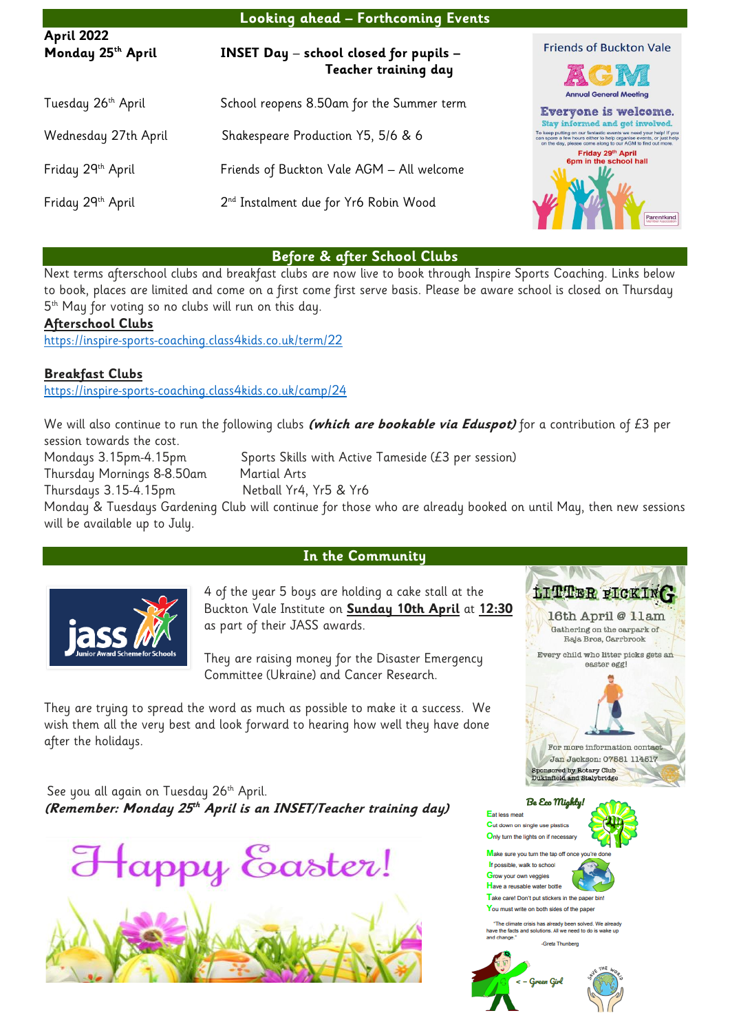## Looking ahead – Forthcoming Events

**April 2022**

| | |
|---|---|
| **Monday 25th April** | **INSET Day – school closed for pupils – Teacher training day** |
| Tuesday 26th April | School reopens 8.50am for the Summer term |
| Wednesday 27th April | Shakespeare Production Y5, 5/6 & 6 |
| Friday 29th April | Friends of Buckton Vale AGM – All welcome |
| Friday 29th April | 2nd Instalment due for Yr6 Robin Wood |

Friends of Buckton Vale

AGM

Annual General Meeting

Everyone is welcome.

Stay informed and get involved.

To keep putting on our fantastic events we need your help! If you can spare a few hours either to help organise events, or just help on the day, please come along to our AGM to find out more.

Friday 29th April

6pm in the school hall

## Before & after School Clubs

Next terms afterschool clubs and breakfast clubs are now live to book through Inspire Sports Coaching. Links below to book, places are limited and come on a first come first serve basis. Please be aware school is closed on Thursday 5th May for voting so no clubs will run on this day.

**Afterschool Clubs**

https://inspire-sports-coaching.class4kids.co.uk/term/22

**Breakfast Clubs**

https://inspire-sports-coaching.class4kids.co.uk/camp/24

We will also continue to run the following clubs ***(which are bookable via Eduspot)*** for a contribution of £3 per session towards the cost.

| | |
|---|---|
| Mondays 3.15pm-4.15pm | Sports Skills with Active Tameside (£3 per session) |
| Thursday Mornings 8-8.50am | Martial Arts |
| Thursdays 3.15-4.15pm | Netball Yr4, Yr5 & Yr6 |

Monday & Tuesdays Gardening Club will continue for those who are already booked on until May, then new sessions will be available up to July.

## In the Community

4 of the year 5 boys are holding a cake stall at the Buckton Vale Institute on **Sunday 10th April** at **12:30** as part of their JASS awards.

They are raising money for the Disaster Emergency Committee (Ukraine) and Cancer Research.

They are trying to spread the word as much as possible to make it a success. We wish them all the very best and look forward to hearing how well they have done after the holidays.

LITTER PICKING

16th April @ 11am

Gathering on the carpark of Raja Bros, Carrbrook

Every child who litter picks gets an easter egg!

For more information contact Jan Jackson: 07581 114517

Sponsored by Rotary Club Dukinfield and Stalybridge

See you all again on Tuesday 26th April.

***(Remember: Monday 25th April is an INSET/Teacher training day)***

Happy Easter!

Be Eco Mighty!

Eat less meat

Cut down on single use plastics

Only turn the lights on if necessary

Make sure you turn the tap off once you're done

If possible, walk to school

Grow your own veggies

Have a reusable water bottle

Take care! Don't put stickers in the paper bin!

You must write on both sides of the paper

"The climate crisis has already been solved. We already have the facts and solutions. All we need to do is wake up and change."

-Greta Thunberg

<- Green Girl